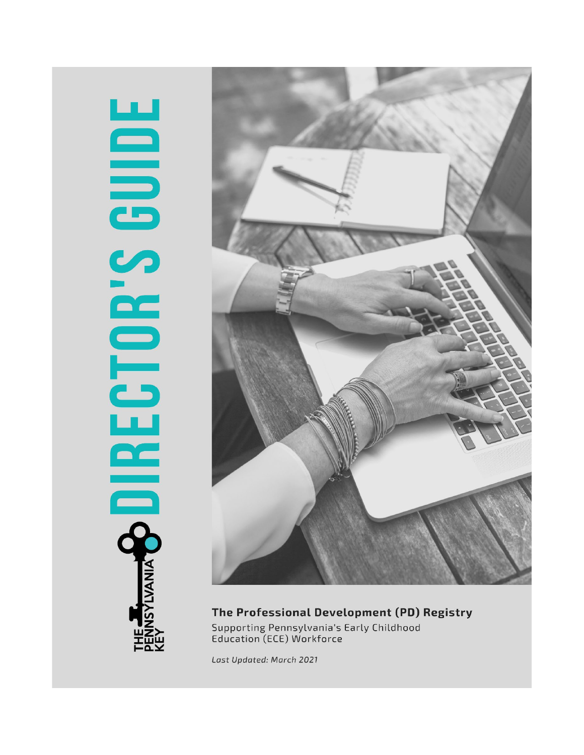# DIRECTOR'S GUIDE

THE PENNSYLVANIA KEY

## The Professional Development (PD) Registry

Supporting Pennsylvania's Early Childhood Education (ECE) Workforce

*Last Updated: March 2021*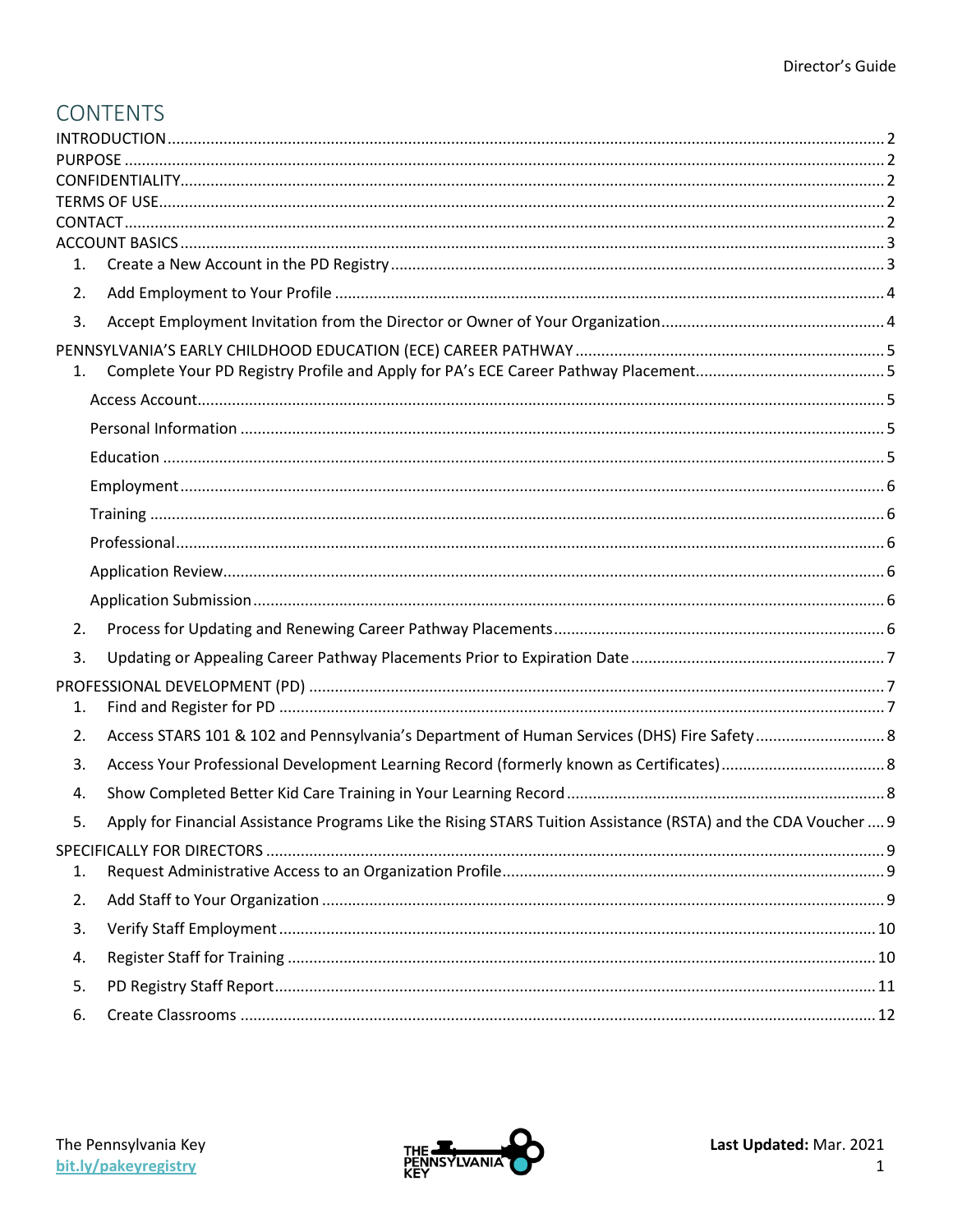# CONTENTS

INTRODUCTION ..... 2
PURPOSE ..... 2
CONFIDENTIALITY ..... 2
TERMS OF USE ..... 2
CONTACT ..... 2
ACCOUNT BASICS ..... 3

1. Create a New Account in the PD Registry ..... 3
2. Add Employment to Your Profile ..... 4
3. Accept Employment Invitation from the Director or Owner of Your Organization ..... 4

PENNSYLVANIA'S EARLY CHILDHOOD EDUCATION (ECE) CAREER PATHWAY ..... 5

1. Complete Your PD Registry Profile and Apply for PA's ECE Career Pathway Placement ..... 5
   - Access Account ..... 5
   - Personal Information ..... 5
   - Education ..... 5
   - Employment ..... 6
   - Training ..... 6
   - Professional ..... 6
   - Application Review ..... 6
   - Application Submission ..... 6
2. Process for Updating and Renewing Career Pathway Placements ..... 6
3. Updating or Appealing Career Pathway Placements Prior to Expiration Date ..... 7

PROFESSIONAL DEVELOPMENT (PD) ..... 7

1. Find and Register for PD ..... 7
2. Access STARS 101 & 102 and Pennsylvania's Department of Human Services (DHS) Fire Safety ..... 8
3. Access Your Professional Development Learning Record (formerly known as Certificates) ..... 8
4. Show Completed Better Kid Care Training in Your Learning Record ..... 8
5. Apply for Financial Assistance Programs Like the Rising STARS Tuition Assistance (RSTA) and the CDA Voucher ..... 9

SPECIFICALLY FOR DIRECTORS ..... 9

1. Request Administrative Access to an Organization Profile ..... 9
2. Add Staff to Your Organization ..... 9
3. Verify Staff Employment ..... 10
4. Register Staff for Training ..... 10
5. PD Registry Staff Report ..... 11
6. Create Classrooms ..... 12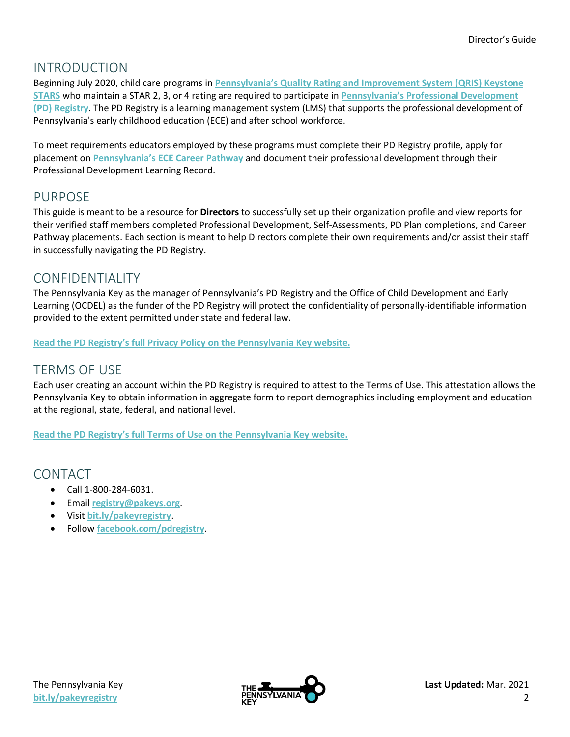## INTRODUCTION

Beginning July 2020, child care programs in **Pennsylvania's Quality Rating and Improvement System (QRIS) Keystone STARS** who maintain a STAR 2, 3, or 4 rating are required to participate in **Pennsylvania's Professional Development (PD) Registry**. The PD Registry is a learning management system (LMS) that supports the professional development of Pennsylvania's early childhood education (ECE) and after school workforce.

To meet requirements educators employed by these programs must complete their PD Registry profile, apply for placement on **Pennsylvania's ECE Career Pathway** and document their professional development through their Professional Development Learning Record.

## PURPOSE

This guide is meant to be a resource for **Directors** to successfully set up their organization profile and view reports for their verified staff members completed Professional Development, Self-Assessments, PD Plan completions, and Career Pathway placements. Each section is meant to help Directors complete their own requirements and/or assist their staff in successfully navigating the PD Registry.

## CONFIDENTIALITY

The Pennsylvania Key as the manager of Pennsylvania's PD Registry and the Office of Child Development and Early Learning (OCDEL) as the funder of the PD Registry will protect the confidentiality of personally-identifiable information provided to the extent permitted under state and federal law.

**Read the PD Registry's full Privacy Policy on the Pennsylvania Key website.**

## TERMS OF USE

Each user creating an account within the PD Registry is required to attest to the Terms of Use. This attestation allows the Pennsylvania Key to obtain information in aggregate form to report demographics including employment and education at the regional, state, federal, and national level.

**Read the PD Registry's full Terms of Use on the Pennsylvania Key website.**

## CONTACT

- Call 1-800-284-6031.
- Email **registry@pakeys.org**.
- Visit **bit.ly/pakeyregistry**.
- Follow **facebook.com/pdregistry**.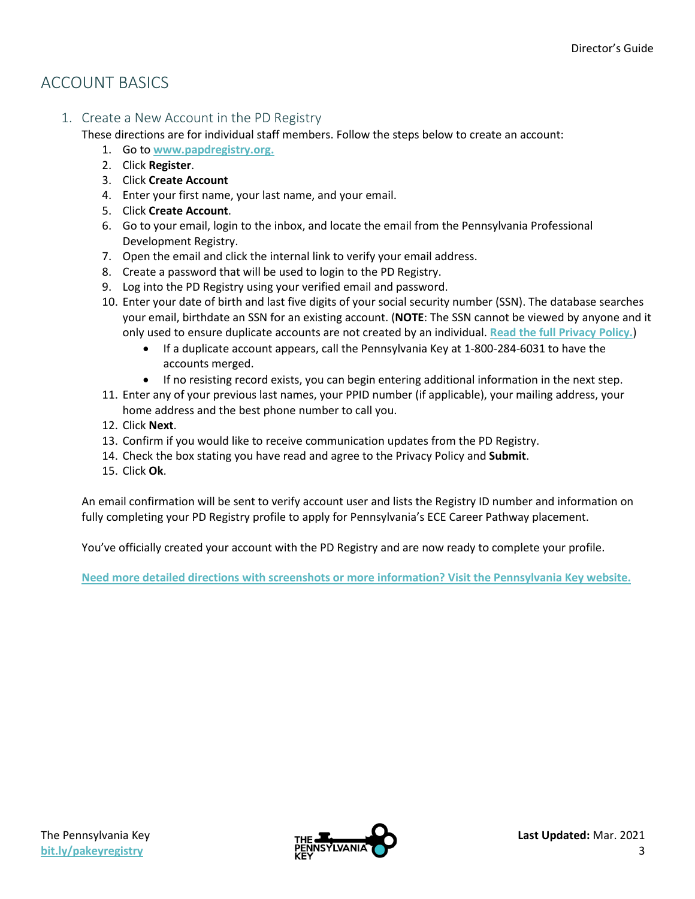# ACCOUNT BASICS

## 1. Create a New Account in the PD Registry

These directions are for individual staff members. Follow the steps below to create an account:

1. Go to **www.papdregistry.org.**
2. Click **Register**.
3. Click **Create Account**
4. Enter your first name, your last name, and your email.
5. Click **Create Account**.
6. Go to your email, login to the inbox, and locate the email from the Pennsylvania Professional Development Registry.
7. Open the email and click the internal link to verify your email address.
8. Create a password that will be used to login to the PD Registry.
9. Log into the PD Registry using your verified email and password.
10. Enter your date of birth and last five digits of your social security number (SSN). The database searches your email, birthdate an SSN for an existing account. (**NOTE**: The SSN cannot be viewed by anyone and it only used to ensure duplicate accounts are not created by an individual. **Read the full Privacy Policy.**)
    - If a duplicate account appears, call the Pennsylvania Key at 1-800-284-6031 to have the accounts merged.
    - If no resisting record exists, you can begin entering additional information in the next step.
11. Enter any of your previous last names, your PPID number (if applicable), your mailing address, your home address and the best phone number to call you.
12. Click **Next**.
13. Confirm if you would like to receive communication updates from the PD Registry.
14. Check the box stating you have read and agree to the Privacy Policy and **Submit**.
15. Click **Ok**.

An email confirmation will be sent to verify account user and lists the Registry ID number and information on fully completing your PD Registry profile to apply for Pennsylvania's ECE Career Pathway placement.

You've officially created your account with the PD Registry and are now ready to complete your profile.

**Need more detailed directions with screenshots or more information? Visit the Pennsylvania Key website.**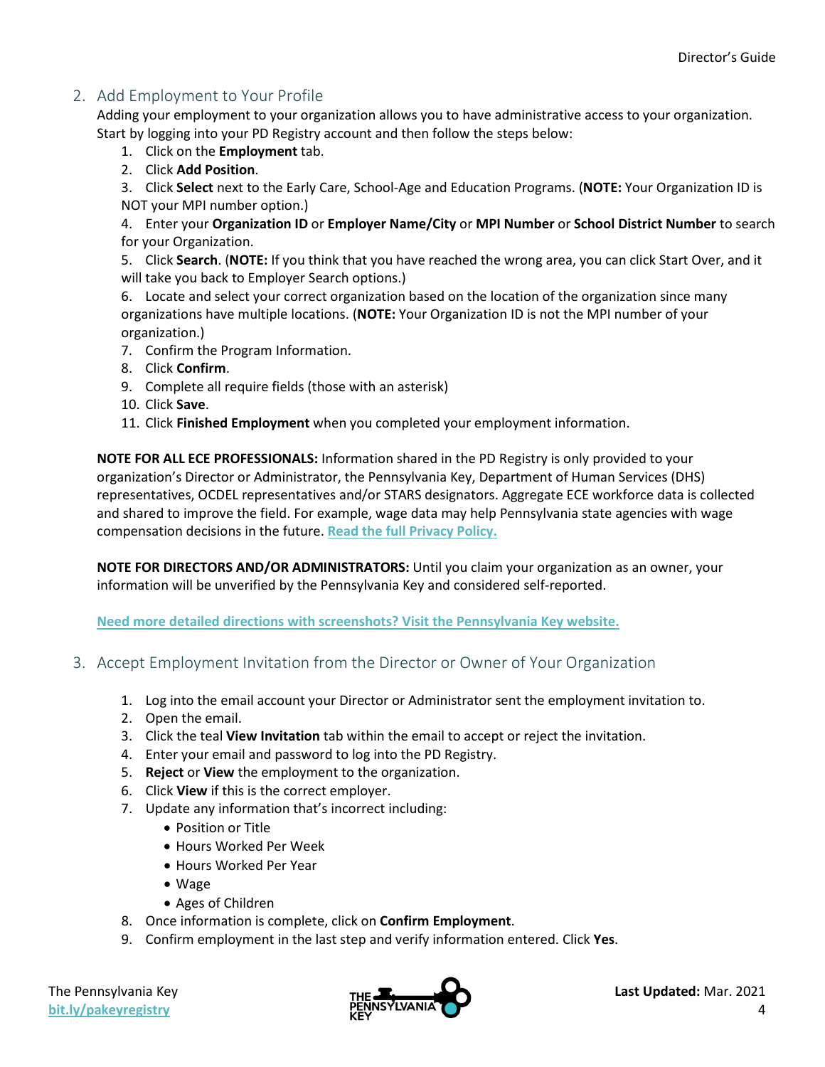## 2. Add Employment to Your Profile

Adding your employment to your organization allows you to have administrative access to your organization. Start by logging into your PD Registry account and then follow the steps below:

1. Click on the **Employment** tab.
2. Click **Add Position**.
3. Click **Select** next to the Early Care, School-Age and Education Programs. (**NOTE:** Your Organization ID is NOT your MPI number option.)
4. Enter your **Organization ID** or **Employer Name/City** or **MPI Number** or **School District Number** to search for your Organization.
5. Click **Search**. (**NOTE:** If you think that you have reached the wrong area, you can click Start Over, and it will take you back to Employer Search options.)
6. Locate and select your correct organization based on the location of the organization since many organizations have multiple locations. (**NOTE:** Your Organization ID is not the MPI number of your organization.)
7. Confirm the Program Information.
8. Click **Confirm**.
9. Complete all require fields (those with an asterisk)
10. Click **Save**.
11. Click **Finished Employment** when you completed your employment information.

**NOTE FOR ALL ECE PROFESSIONALS:** Information shared in the PD Registry is only provided to your organization's Director or Administrator, the Pennsylvania Key, Department of Human Services (DHS) representatives, OCDEL representatives and/or STARS designators. Aggregate ECE workforce data is collected and shared to improve the field. For example, wage data may help Pennsylvania state agencies with wage compensation decisions in the future. **Read the full Privacy Policy.**

**NOTE FOR DIRECTORS AND/OR ADMINISTRATORS:** Until you claim your organization as an owner, your information will be unverified by the Pennsylvania Key and considered self-reported.

**Need more detailed directions with screenshots? Visit the Pennsylvania Key website.**

## 3. Accept Employment Invitation from the Director or Owner of Your Organization

1. Log into the email account your Director or Administrator sent the employment invitation to.
2. Open the email.
3. Click the teal **View Invitation** tab within the email to accept or reject the invitation.
4. Enter your email and password to log into the PD Registry.
5. **Reject** or **View** the employment to the organization.
6. Click **View** if this is the correct employer.
7. Update any information that's incorrect including:
    - Position or Title
    - Hours Worked Per Week
    - Hours Worked Per Year
    - Wage
    - Ages of Children
8. Once information is complete, click on **Confirm Employment**.
9. Confirm employment in the last step and verify information entered. Click **Yes**.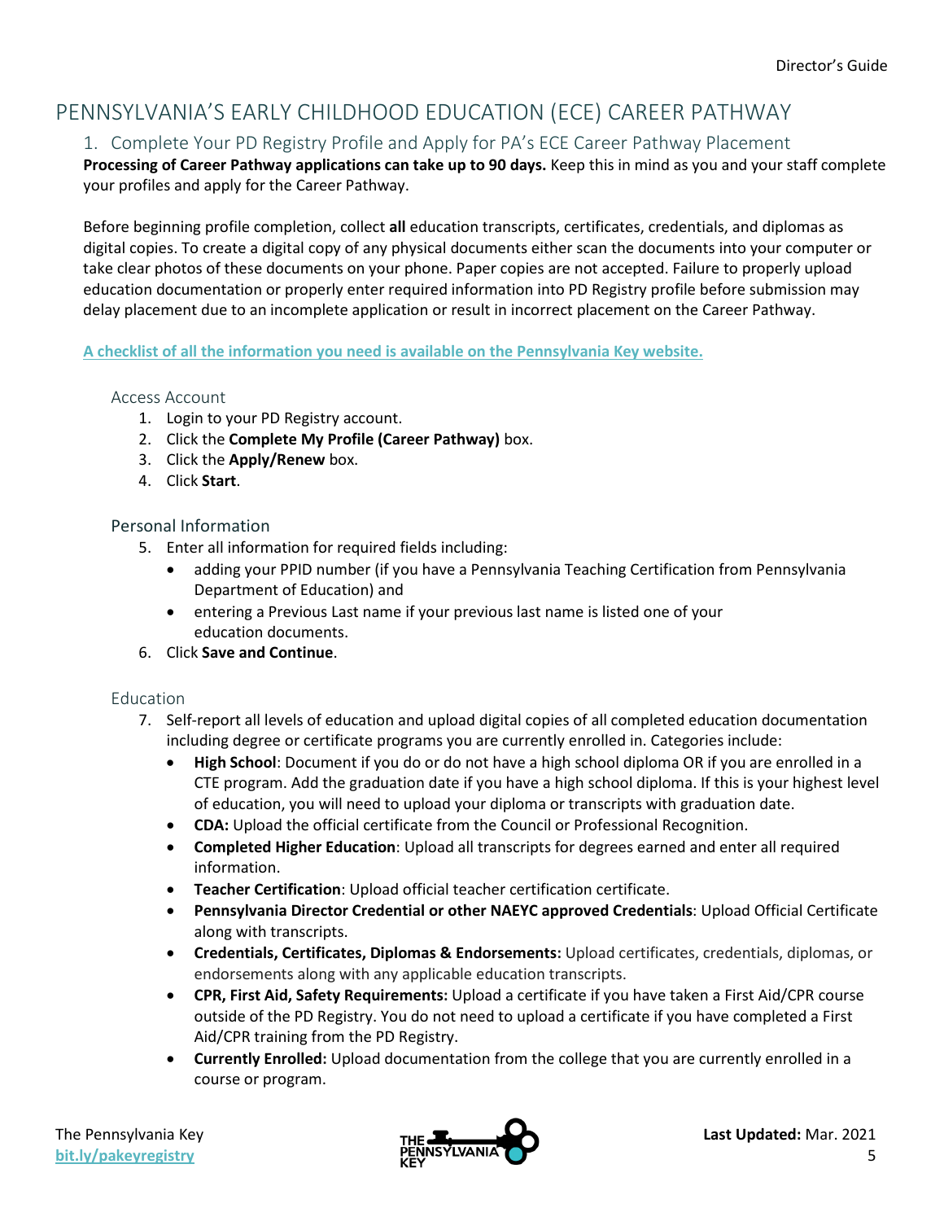# PENNSYLVANIA'S EARLY CHILDHOOD EDUCATION (ECE) CAREER PATHWAY

## 1. Complete Your PD Registry Profile and Apply for PA's ECE Career Pathway Placement

**Processing of Career Pathway applications can take up to 90 days.** Keep this in mind as you and your staff complete your profiles and apply for the Career Pathway.

Before beginning profile completion, collect **all** education transcripts, certificates, credentials, and diplomas as digital copies. To create a digital copy of any physical documents either scan the documents into your computer or take clear photos of these documents on your phone. Paper copies are not accepted. Failure to properly upload education documentation or properly enter required information into PD Registry profile before submission may delay placement due to an incomplete application or result in incorrect placement on the Career Pathway.

**A checklist of all the information you need is available on the Pennsylvania Key website.**

### Access Account

1. Login to your PD Registry account.
2. Click the **Complete My Profile (Career Pathway)** box.
3. Click the **Apply/Renew** box.
4. Click **Start**.

### Personal Information

5. Enter all information for required fields including:
   - adding your PPID number (if you have a Pennsylvania Teaching Certification from Pennsylvania Department of Education) and
   - entering a Previous Last name if your previous last name is listed one of your education documents.
6. Click **Save and Continue**.

### Education

7. Self-report all levels of education and upload digital copies of all completed education documentation including degree or certificate programs you are currently enrolled in. Categories include:
   - **High School**: Document if you do or do not have a high school diploma OR if you are enrolled in a CTE program. Add the graduation date if you have a high school diploma. If this is your highest level of education, you will need to upload your diploma or transcripts with graduation date.
   - **CDA:** Upload the official certificate from the Council or Professional Recognition.
   - **Completed Higher Education**: Upload all transcripts for degrees earned and enter all required information.
   - **Teacher Certification**: Upload official teacher certification certificate.
   - **Pennsylvania Director Credential or other NAEYC approved Credentials**: Upload Official Certificate along with transcripts.
   - **Credentials, Certificates, Diplomas & Endorsements:** Upload certificates, credentials, diplomas, or endorsements along with any applicable education transcripts.
   - **CPR, First Aid, Safety Requirements:** Upload a certificate if you have taken a First Aid/CPR course outside of the PD Registry. You do not need to upload a certificate if you have completed a First Aid/CPR training from the PD Registry.
   - **Currently Enrolled:** Upload documentation from the college that you are currently enrolled in a course or program.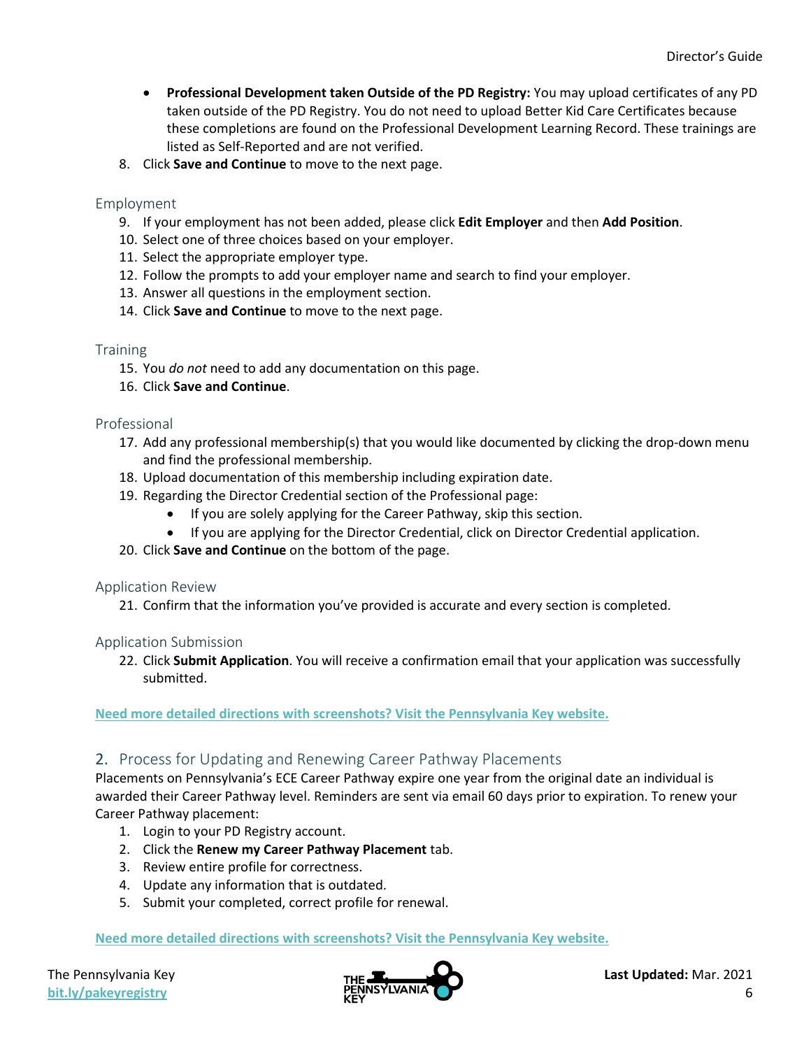- **Professional Development taken Outside of the PD Registry:** You may upload certificates of any PD taken outside of the PD Registry. You do not need to upload Better Kid Care Certificates because these completions are found on the Professional Development Learning Record. These trainings are listed as Self-Reported and are not verified.

8. Click **Save and Continue** to move to the next page.

### Employment

9. If your employment has not been added, please click **Edit Employer** and then **Add Position**.
10. Select one of three choices based on your employer.
11. Select the appropriate employer type.
12. Follow the prompts to add your employer name and search to find your employer.
13. Answer all questions in the employment section.
14. Click **Save and Continue** to move to the next page.

### Training

15. You *do not* need to add any documentation on this page.
16. Click **Save and Continue**.

### Professional

17. Add any professional membership(s) that you would like documented by clicking the drop-down menu and find the professional membership.
18. Upload documentation of this membership including expiration date.
19. Regarding the Director Credential section of the Professional page:
    - If you are solely applying for the Career Pathway, skip this section.
    - If you are applying for the Director Credential, click on Director Credential application.
20. Click **Save and Continue** on the bottom of the page.

### Application Review

21. Confirm that the information you've provided is accurate and every section is completed.

### Application Submission

22. Click **Submit Application**. You will receive a confirmation email that your application was successfully submitted.

**Need more detailed directions with screenshots? Visit the Pennsylvania Key website.**

## 2. Process for Updating and Renewing Career Pathway Placements

Placements on Pennsylvania's ECE Career Pathway expire one year from the original date an individual is awarded their Career Pathway level. Reminders are sent via email 60 days prior to expiration. To renew your Career Pathway placement:

1. Login to your PD Registry account.
2. Click the **Renew my Career Pathway Placement** tab.
3. Review entire profile for correctness.
4. Update any information that is outdated.
5. Submit your completed, correct profile for renewal.

**Need more detailed directions with screenshots? Visit the Pennsylvania Key website.**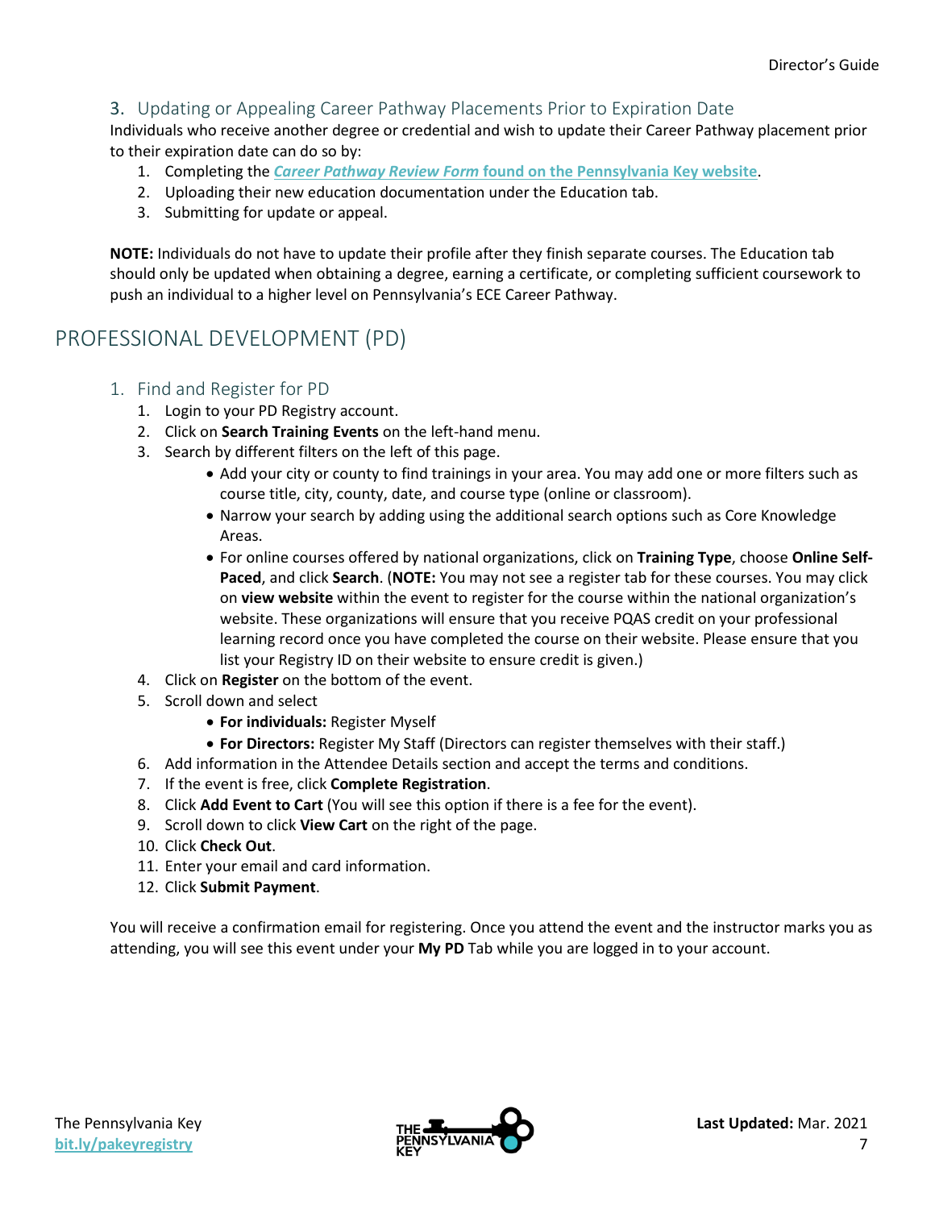### 3. Updating or Appealing Career Pathway Placements Prior to Expiration Date

Individuals who receive another degree or credential and wish to update their Career Pathway placement prior to their expiration date can do so by:

1. Completing the ***Career Pathway Review Form* found on the Pennsylvania Key website**.
2. Uploading their new education documentation under the Education tab.
3. Submitting for update or appeal.

**NOTE:** Individuals do not have to update their profile after they finish separate courses. The Education tab should only be updated when obtaining a degree, earning a certificate, or completing sufficient coursework to push an individual to a higher level on Pennsylvania's ECE Career Pathway.

## PROFESSIONAL DEVELOPMENT (PD)

### 1. Find and Register for PD

1. Login to your PD Registry account.
2. Click on **Search Training Events** on the left-hand menu.
3. Search by different filters on the left of this page.
   - Add your city or county to find trainings in your area. You may add one or more filters such as course title, city, county, date, and course type (online or classroom).
   - Narrow your search by adding using the additional search options such as Core Knowledge Areas.
   - For online courses offered by national organizations, click on **Training Type**, choose **Online Self-Paced**, and click **Search**. (**NOTE:** You may not see a register tab for these courses. You may click on **view website** within the event to register for the course within the national organization's website. These organizations will ensure that you receive PQAS credit on your professional learning record once you have completed the course on their website. Please ensure that you list your Registry ID on their website to ensure credit is given.)
4. Click on **Register** on the bottom of the event.
5. Scroll down and select
   - **For individuals:** Register Myself
   - **For Directors:** Register My Staff (Directors can register themselves with their staff.)
6. Add information in the Attendee Details section and accept the terms and conditions.
7. If the event is free, click **Complete Registration**.
8. Click **Add Event to Cart** (You will see this option if there is a fee for the event).
9. Scroll down to click **View Cart** on the right of the page.
10. Click **Check Out**.
11. Enter your email and card information.
12. Click **Submit Payment**.

You will receive a confirmation email for registering. Once you attend the event and the instructor marks you as attending, you will see this event under your **My PD** Tab while you are logged in to your account.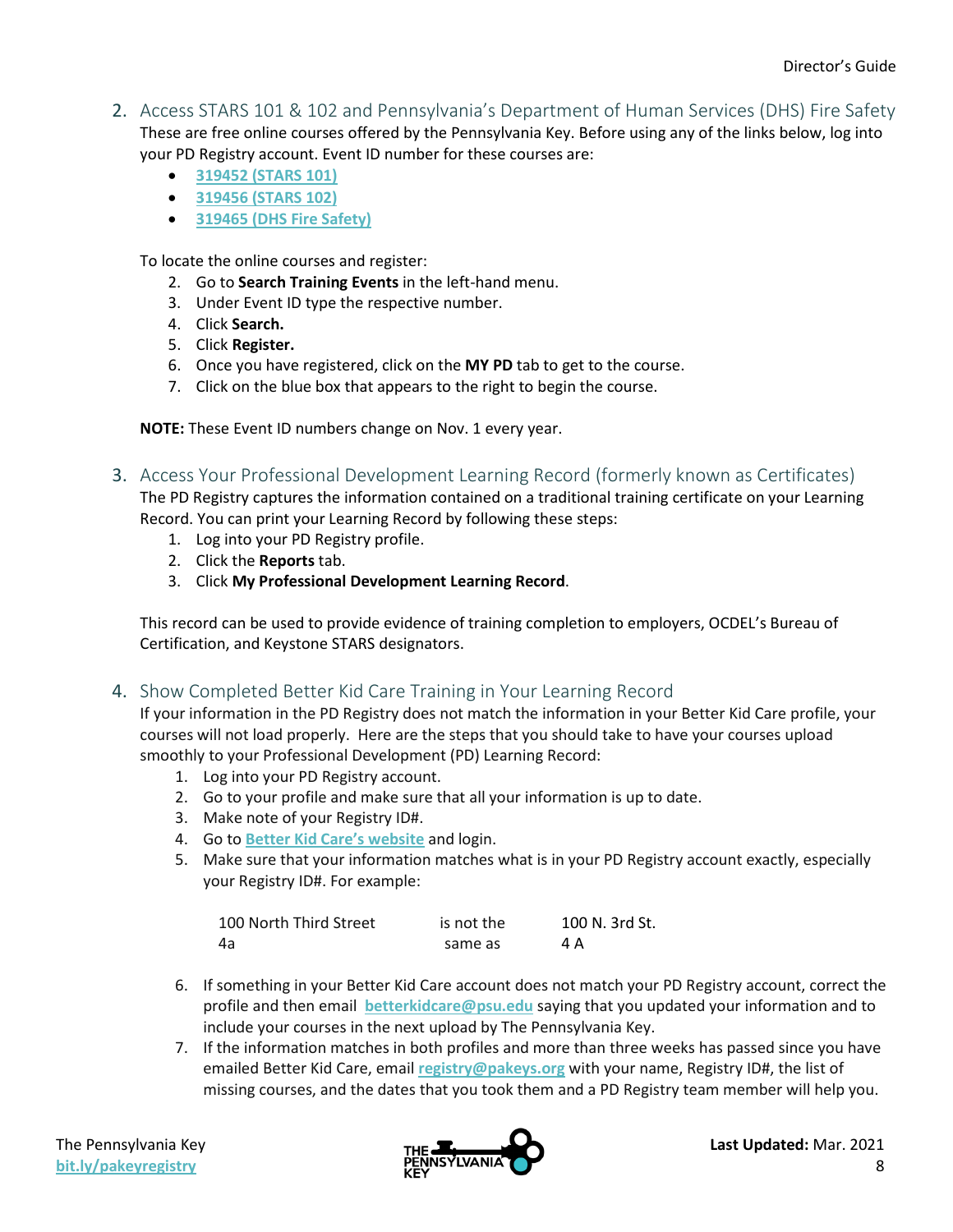## 2. Access STARS 101 & 102 and Pennsylvania's Department of Human Services (DHS) Fire Safety

These are free online courses offered by the Pennsylvania Key. Before using any of the links below, log into your PD Registry account. Event ID number for these courses are:

- **319452 (STARS 101)**
- **319456 (STARS 102)**
- **319465 (DHS Fire Safety)**

To locate the online courses and register:

2. Go to **Search Training Events** in the left-hand menu.
3. Under Event ID type the respective number.
4. Click **Search.**
5. Click **Register.**
6. Once you have registered, click on the **MY PD** tab to get to the course.
7. Click on the blue box that appears to the right to begin the course.

**NOTE:** These Event ID numbers change on Nov. 1 every year.

## 3. Access Your Professional Development Learning Record (formerly known as Certificates)

The PD Registry captures the information contained on a traditional training certificate on your Learning Record. You can print your Learning Record by following these steps:

1. Log into your PD Registry profile.
2. Click the **Reports** tab.
3. Click **My Professional Development Learning Record**.

This record can be used to provide evidence of training completion to employers, OCDEL's Bureau of Certification, and Keystone STARS designators.

## 4. Show Completed Better Kid Care Training in Your Learning Record

If your information in the PD Registry does not match the information in your Better Kid Care profile, your courses will not load properly. Here are the steps that you should take to have your courses upload smoothly to your Professional Development (PD) Learning Record:

1. Log into your PD Registry account.
2. Go to your profile and make sure that all your information is up to date.
3. Make note of your Registry ID#.
4. Go to **Better Kid Care's website** and login.
5. Make sure that your information matches what is in your PD Registry account exactly, especially your Registry ID#. For example:

   | | | |
   |---|---|---|
   | 100 North Third Street | is not the | 100 N. 3rd St. |
   | 4a | same as | 4 A |

6. If something in your Better Kid Care account does not match your PD Registry account, correct the profile and then email **betterkidcare@psu.edu** saying that you updated your information and to include your courses in the next upload by The Pennsylvania Key.
7. If the information matches in both profiles and more than three weeks has passed since you have emailed Better Kid Care, email **registry@pakeys.org** with your name, Registry ID#, the list of missing courses, and the dates that you took them and a PD Registry team member will help you.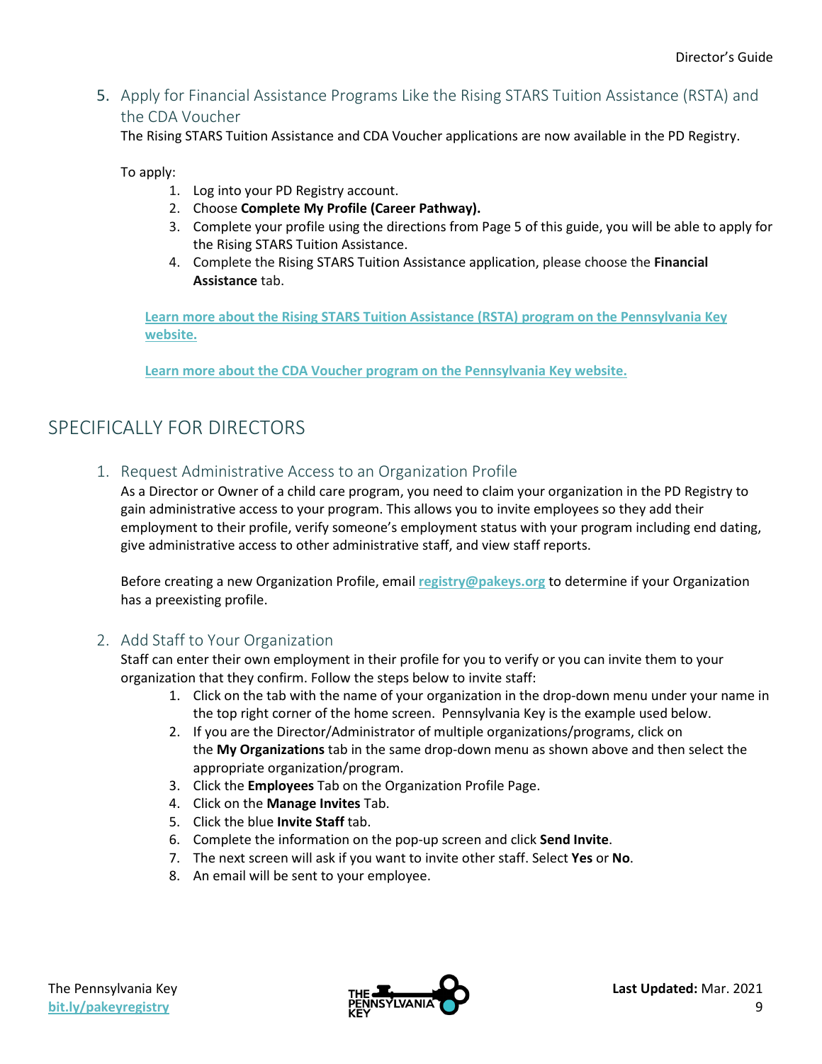### 5. Apply for Financial Assistance Programs Like the Rising STARS Tuition Assistance (RSTA) and the CDA Voucher

The Rising STARS Tuition Assistance and CDA Voucher applications are now available in the PD Registry.

To apply:

1. Log into your PD Registry account.
2. Choose **Complete My Profile (Career Pathway).**
3. Complete your profile using the directions from Page 5 of this guide, you will be able to apply for the Rising STARS Tuition Assistance.
4. Complete the Rising STARS Tuition Assistance application, please choose the **Financial Assistance** tab.

**Learn more about the Rising STARS Tuition Assistance (RSTA) program on the Pennsylvania Key website.**

**Learn more about the CDA Voucher program on the Pennsylvania Key website.**

## SPECIFICALLY FOR DIRECTORS

### 1. Request Administrative Access to an Organization Profile

As a Director or Owner of a child care program, you need to claim your organization in the PD Registry to gain administrative access to your program. This allows you to invite employees so they add their employment to their profile, verify someone's employment status with your program including end dating, give administrative access to other administrative staff, and view staff reports.

Before creating a new Organization Profile, email **registry@pakeys.org** to determine if your Organization has a preexisting profile.

### 2. Add Staff to Your Organization

Staff can enter their own employment in their profile for you to verify or you can invite them to your organization that they confirm. Follow the steps below to invite staff:

1. Click on the tab with the name of your organization in the drop-down menu under your name in the top right corner of the home screen. Pennsylvania Key is the example used below.
2. If you are the Director/Administrator of multiple organizations/programs, click on the **My Organizations** tab in the same drop-down menu as shown above and then select the appropriate organization/program.
3. Click the **Employees** Tab on the Organization Profile Page.
4. Click on the **Manage Invites** Tab.
5. Click the blue **Invite Staff** tab.
6. Complete the information on the pop-up screen and click **Send Invite**.
7. The next screen will ask if you want to invite other staff. Select **Yes** or **No**.
8. An email will be sent to your employee.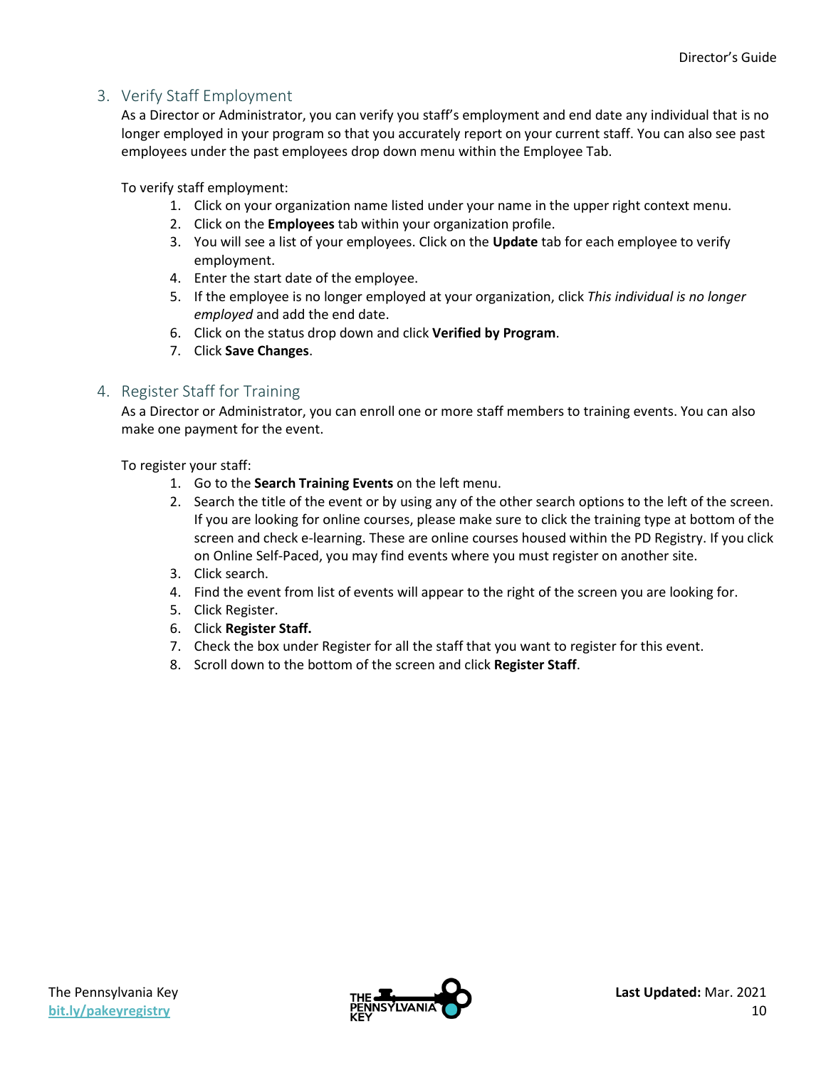## 3. Verify Staff Employment

As a Director or Administrator, you can verify you staff's employment and end date any individual that is no longer employed in your program so that you accurately report on your current staff. You can also see past employees under the past employees drop down menu within the Employee Tab.

To verify staff employment:

1. Click on your organization name listed under your name in the upper right context menu.
2. Click on the **Employees** tab within your organization profile.
3. You will see a list of your employees. Click on the **Update** tab for each employee to verify employment.
4. Enter the start date of the employee.
5. If the employee is no longer employed at your organization, click *This individual is no longer employed* and add the end date.
6. Click on the status drop down and click **Verified by Program**.
7. Click **Save Changes**.

## 4. Register Staff for Training

As a Director or Administrator, you can enroll one or more staff members to training events. You can also make one payment for the event.

To register your staff:

1. Go to the **Search Training Events** on the left menu.
2. Search the title of the event or by using any of the other search options to the left of the screen. If you are looking for online courses, please make sure to click the training type at bottom of the screen and check e-learning. These are online courses housed within the PD Registry. If you click on Online Self-Paced, you may find events where you must register on another site.
3. Click search.
4. Find the event from list of events will appear to the right of the screen you are looking for.
5. Click Register.
6. Click **Register Staff.**
7. Check the box under Register for all the staff that you want to register for this event.
8. Scroll down to the bottom of the screen and click **Register Staff**.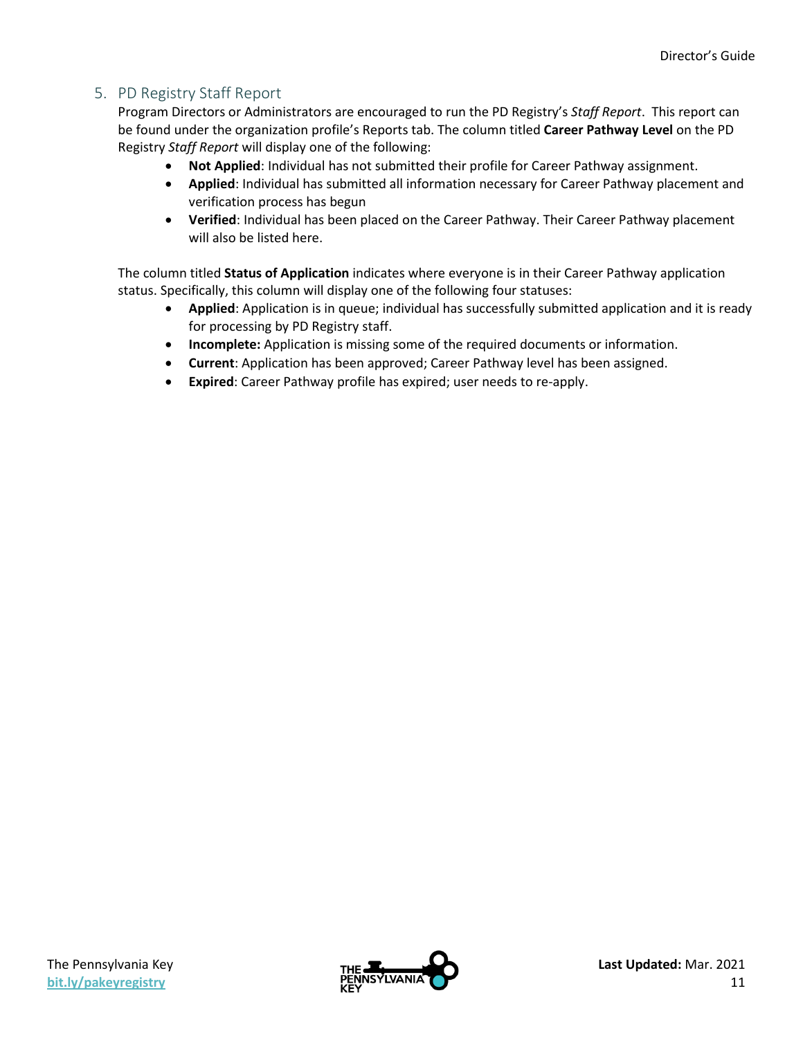## 5. PD Registry Staff Report

Program Directors or Administrators are encouraged to run the PD Registry's *Staff Report*. This report can be found under the organization profile's Reports tab. The column titled **Career Pathway Level** on the PD Registry *Staff Report* will display one of the following:

- **Not Applied**: Individual has not submitted their profile for Career Pathway assignment.
- **Applied**: Individual has submitted all information necessary for Career Pathway placement and verification process has begun
- **Verified**: Individual has been placed on the Career Pathway. Their Career Pathway placement will also be listed here.

The column titled **Status of Application** indicates where everyone is in their Career Pathway application status. Specifically, this column will display one of the following four statuses:

- **Applied**: Application is in queue; individual has successfully submitted application and it is ready for processing by PD Registry staff.
- **Incomplete:** Application is missing some of the required documents or information.
- **Current**: Application has been approved; Career Pathway level has been assigned.
- **Expired**: Career Pathway profile has expired; user needs to re-apply.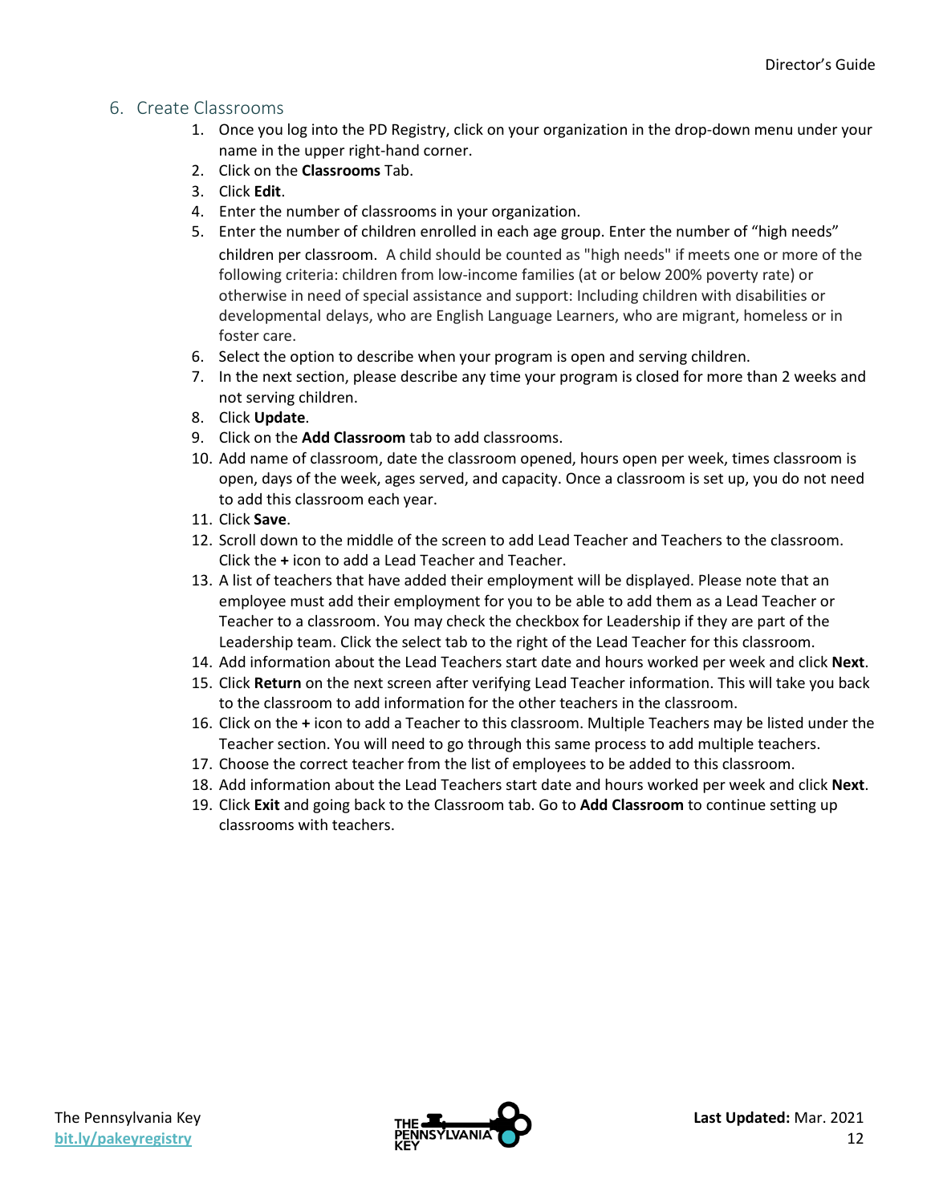## 6. Create Classrooms

1. Once you log into the PD Registry, click on your organization in the drop-down menu under your name in the upper right-hand corner.
2. Click on the **Classrooms** Tab.
3. Click **Edit**.
4. Enter the number of classrooms in your organization.
5. Enter the number of children enrolled in each age group. Enter the number of "high needs" children per classroom. A child should be counted as "high needs" if meets one or more of the following criteria: children from low-income families (at or below 200% poverty rate) or otherwise in need of special assistance and support: Including children with disabilities or developmental delays, who are English Language Learners, who are migrant, homeless or in foster care.
6. Select the option to describe when your program is open and serving children.
7. In the next section, please describe any time your program is closed for more than 2 weeks and not serving children.
8. Click **Update**.
9. Click on the **Add Classroom** tab to add classrooms.
10. Add name of classroom, date the classroom opened, hours open per week, times classroom is open, days of the week, ages served, and capacity. Once a classroom is set up, you do not need to add this classroom each year.
11. Click **Save**.
12. Scroll down to the middle of the screen to add Lead Teacher and Teachers to the classroom. Click the **+** icon to add a Lead Teacher and Teacher.
13. A list of teachers that have added their employment will be displayed. Please note that an employee must add their employment for you to be able to add them as a Lead Teacher or Teacher to a classroom. You may check the checkbox for Leadership if they are part of the Leadership team. Click the select tab to the right of the Lead Teacher for this classroom.
14. Add information about the Lead Teachers start date and hours worked per week and click **Next**.
15. Click **Return** on the next screen after verifying Lead Teacher information. This will take you back to the classroom to add information for the other teachers in the classroom.
16. Click on the **+** icon to add a Teacher to this classroom. Multiple Teachers may be listed under the Teacher section. You will need to go through this same process to add multiple teachers.
17. Choose the correct teacher from the list of employees to be added to this classroom.
18. Add information about the Lead Teachers start date and hours worked per week and click **Next**.
19. Click **Exit** and going back to the Classroom tab. Go to **Add Classroom** to continue setting up classrooms with teachers.